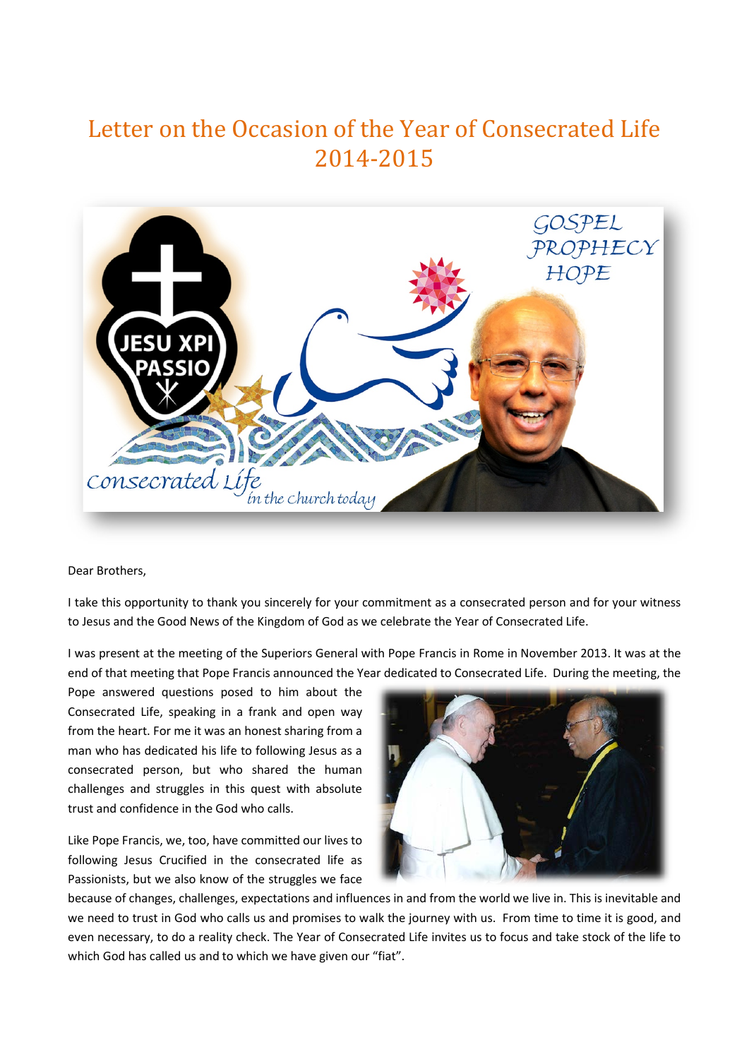# Letter on the Occasion of the Year of Consecrated Life 2014-2015

Dear Brothers,

I take this opportunity to thank you sincerely for your commitment as a consecrated person and for your witness to Jesus and the Good News of the Kingdom of God as we celebrate the Year of Consecrated Life.

I was present at the meeting of the Superiors General with Pope Francis in Rome in November 2013. It was at the end of that meeting that Pope Francis announced the Year dedicated to Consecrated Life. During the meeting, the Pope answered questions posed to him about the Consecrated Life, speaking in a frank and open way from the heart. For me it was an honest sharing from a man who has dedicated his life to following Jesus as a consecrated person, but who shared the human challenges and struggles in this quest with absolute trust and confidence in the God who calls.

Like Pope Francis, we, too, have committed our lives to following Jesus Crucified in the consecrated life as Passionists, but we also know of the struggles we face because of changes, challenges, expectations and influences in and from the world we live in. This is inevitable and we need to trust in God who calls us and promises to walk the journey with us. From time to time it is good, and even necessary, to do a reality check. The Year of Consecrated Life invites us to focus and take stock of the life to which God has called us and to which we have given our "fiat".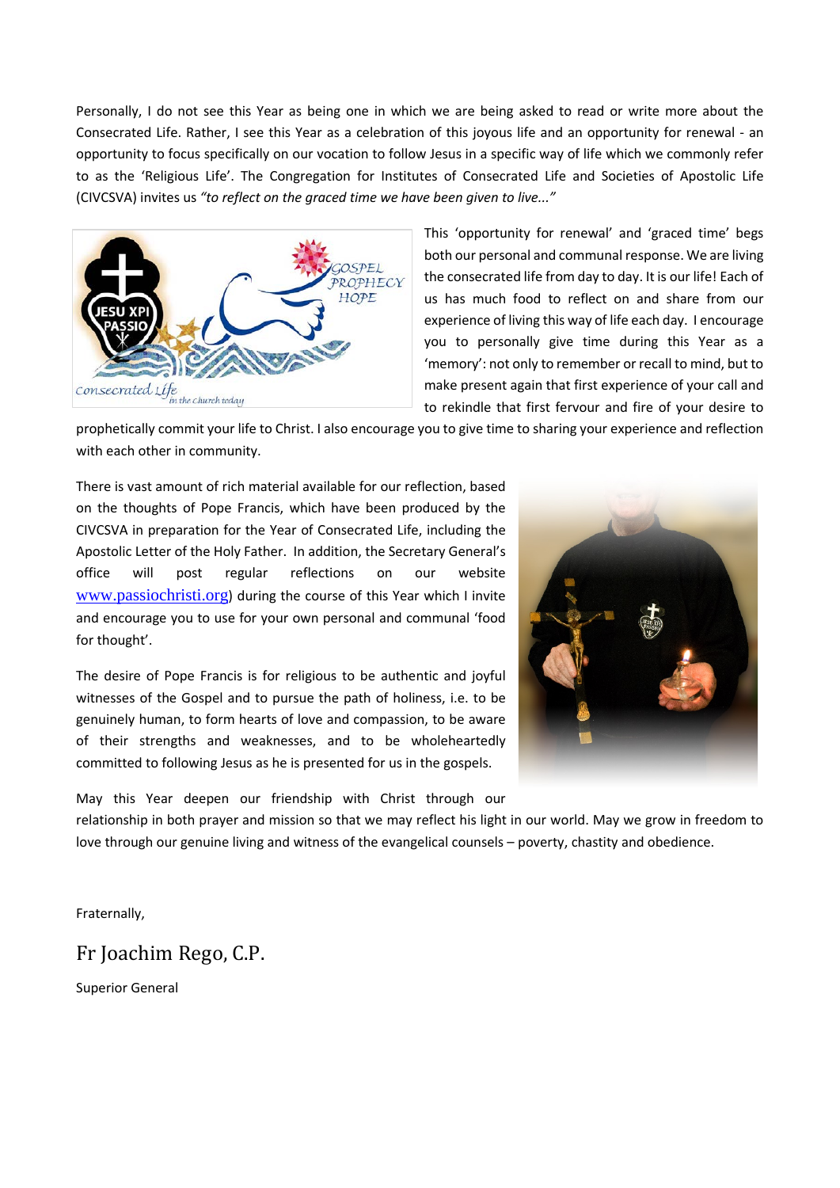Personally, I do not see this Year as being one in which we are being asked to read or write more about the Consecrated Life. Rather, I see this Year as a celebration of this joyous life and an opportunity for renewal - an opportunity to focus specifically on our vocation to follow Jesus in a specific way of life which we commonly refer to as the 'Religious Life'. The Congregation for Institutes of Consecrated Life and Societies of Apostolic Life (CIVCSVA) invites us *"to reflect on the graced time we have been given to live..."*

This 'opportunity for renewal' and 'graced time' begs both our personal and communal response. We are living the consecrated life from day to day. It is our life! Each of us has much food to reflect on and share from our experience of living this way of life each day. I encourage you to personally give time during this Year as a 'memory': not only to remember or recall to mind, but to make present again that first experience of your call and to rekindle that first fervour and fire of your desire to prophetically commit your life to Christ. I also encourage you to give time to sharing your experience and reflection with each other in community.

There is vast amount of rich material available for our reflection, based on the thoughts of Pope Francis, which have been produced by the CIVCSVA in preparation for the Year of Consecrated Life, including the Apostolic Letter of the Holy Father. In addition, the Secretary General's office will post regular reflections on our website www.passiochristi.org) during the course of this Year which I invite and encourage you to use for your own personal and communal 'food for thought'.

The desire of Pope Francis is for religious to be authentic and joyful witnesses of the Gospel and to pursue the path of holiness, i.e. to be genuinely human, to form hearts of love and compassion, to be aware of their strengths and weaknesses, and to be wholeheartedly committed to following Jesus as he is presented for us in the gospels.

May this Year deepen our friendship with Christ through our relationship in both prayer and mission so that we may reflect his light in our world. May we grow in freedom to love through our genuine living and witness of the evangelical counsels – poverty, chastity and obedience.

Fraternally,

Fr Joachim Rego, C.P.

Superior General